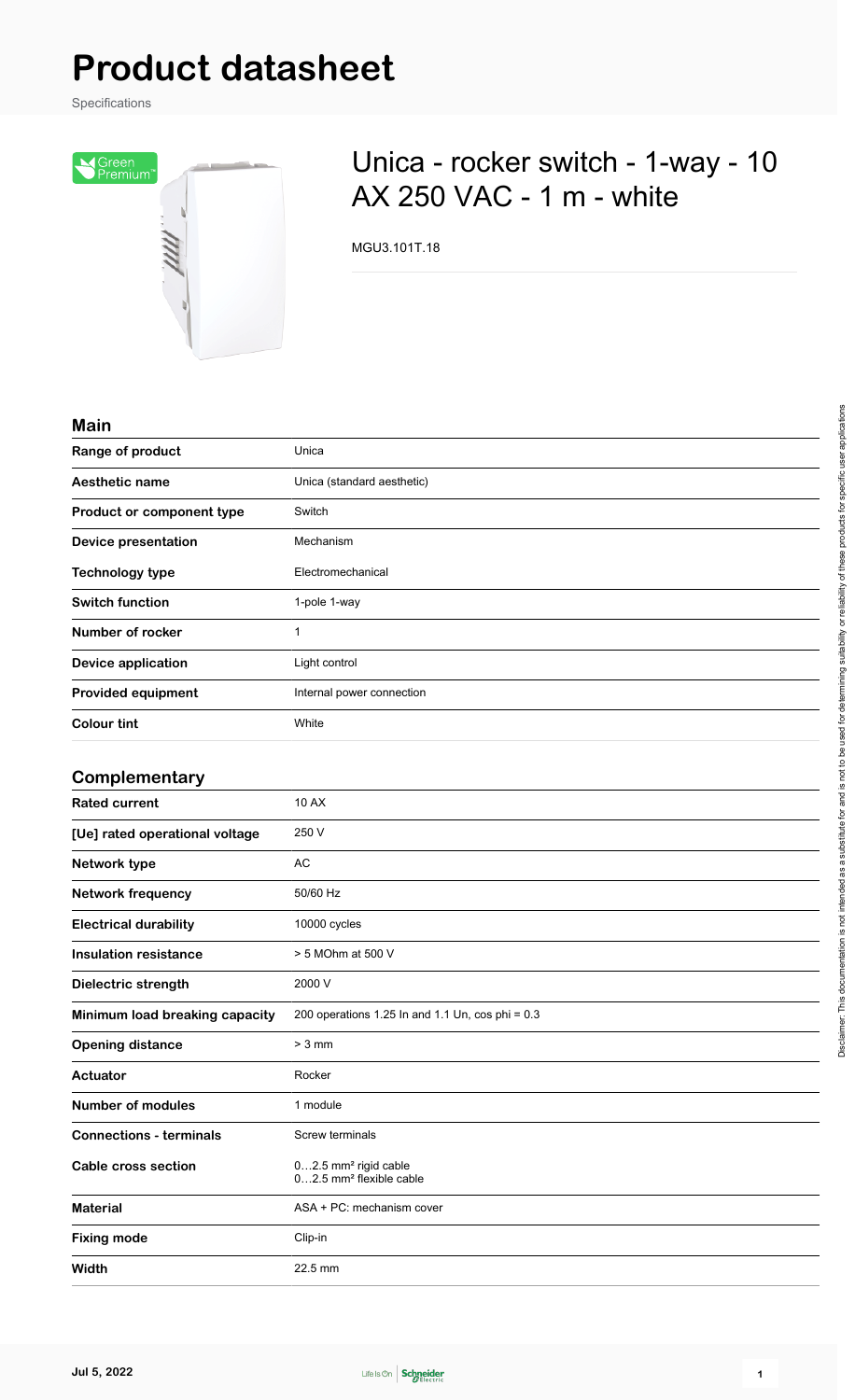# Product datasheet

Specifications

## Unica - rocker switch - 1-way - 10 AX 250 VAC - 1 m - white

MGU3.101T.18

### Main

| | |
|---|---|
| **Range of product** | Unica |
| **Aesthetic name** | Unica (standard aesthetic) |
| **Product or component type** | Switch |
| **Device presentation** | Mechanism |
| **Technology type** | Electromechanical |
| **Switch function** | 1-pole 1-way |
| **Number of rocker** | 1 |
| **Device application** | Light control |
| **Provided equipment** | Internal power connection |
| **Colour tint** | White |

### Complementary

| | |
|---|---|
| **Rated current** | 10 AX |
| **[Ue] rated operational voltage** | 250 V |
| **Network type** | AC |
| **Network frequency** | 50/60 Hz |
| **Electrical durability** | 10000 cycles |
| **Insulation resistance** | > 5 MOhm at 500 V |
| **Dielectric strength** | 2000 V |
| **Minimum load breaking capacity** | 200 operations 1.25 In and 1.1 Un, cos phi = 0.3 |
| **Opening distance** | > 3 mm |
| **Actuator** | Rocker |
| **Number of modules** | 1 module |
| **Connections - terminals** | Screw terminals |
| **Cable cross section** | 0…2.5 mm² rigid cable<br>0…2.5 mm² flexible cable |
| **Material** | ASA + PC: mechanism cover |
| **Fixing mode** | Clip-in |
| **Width** | 22.5 mm |

Disclaimer: This documentation is not intended as a substitute for and is not to be used for determining suitability or reliability of these products for specific user applications

Jul 5, 2022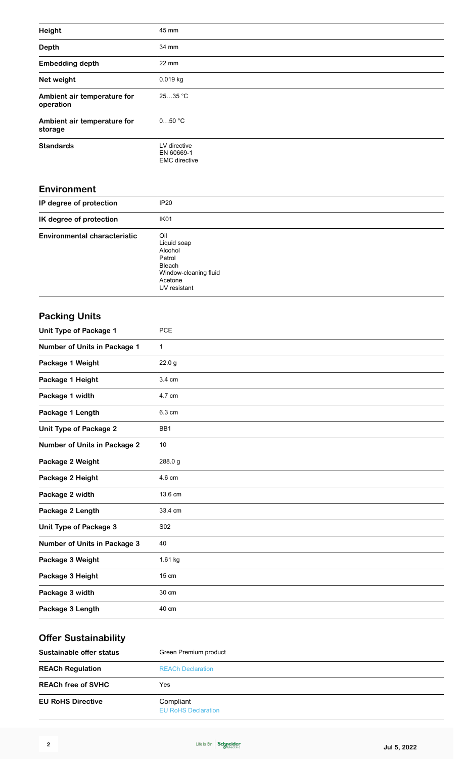| | |
|---|---|
| **Height** | 45 mm |
| **Depth** | 34 mm |
| **Embedding depth** | 22 mm |
| **Net weight** | 0.019 kg |
| **Ambient air temperature for operation** | 25…35 °C |
| **Ambient air temperature for storage** | 0…50 °C |
| **Standards** | LV directive<br>EN 60669-1<br>EMC directive |

## Environment

| | |
|---|---|
| **IP degree of protection** | IP20 |
| **IK degree of protection** | IK01 |
| **Environmental characteristic** | Oil<br>Liquid soap<br>Alcohol<br>Petrol<br>Bleach<br>Window-cleaning fluid<br>Acetone<br>UV resistant |

## Packing Units

| | |
|---|---|
| **Unit Type of Package 1** | PCE |
| **Number of Units in Package 1** | 1 |
| **Package 1 Weight** | 22.0 g |
| **Package 1 Height** | 3.4 cm |
| **Package 1 width** | 4.7 cm |
| **Package 1 Length** | 6.3 cm |
| **Unit Type of Package 2** | BB1 |
| **Number of Units in Package 2** | 10 |
| **Package 2 Weight** | 288.0 g |
| **Package 2 Height** | 4.6 cm |
| **Package 2 width** | 13.6 cm |
| **Package 2 Length** | 33.4 cm |
| **Unit Type of Package 3** | S02 |
| **Number of Units in Package 3** | 40 |
| **Package 3 Weight** | 1.61 kg |
| **Package 3 Height** | 15 cm |
| **Package 3 width** | 30 cm |
| **Package 3 Length** | 40 cm |

## Offer Sustainability

| | |
|---|---|
| **Sustainable offer status** | Green Premium product |
| **REACh Regulation** | REACh Declaration |
| **REACh free of SVHC** | Yes |
| **EU RoHS Directive** | Compliant<br>EU RoHS Declaration |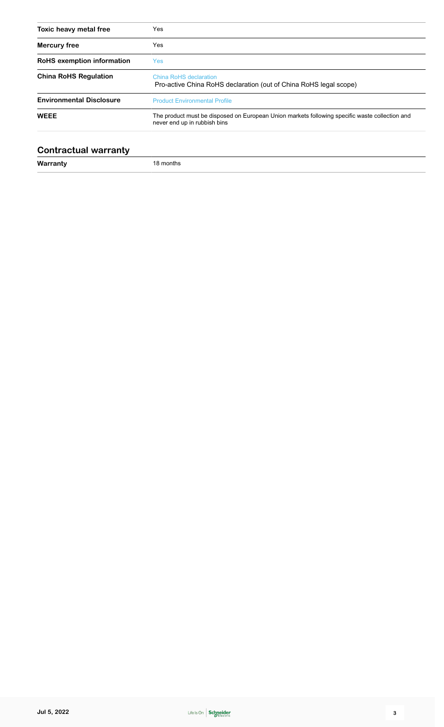| | |
|---|---|
| **Toxic heavy metal free** | Yes |
| **Mercury free** | Yes |
| **RoHS exemption information** | Yes |
| **China RoHS Regulation** | China RoHS declaration<br>Pro-active China RoHS declaration (out of China RoHS legal scope) |
| **Environmental Disclosure** | Product Environmental Profile |
| **WEEE** | The product must be disposed on European Union markets following specific waste collection and never end up in rubbish bins |

## Contractual warranty

| | |
|---|---|
| **Warranty** | 18 months |